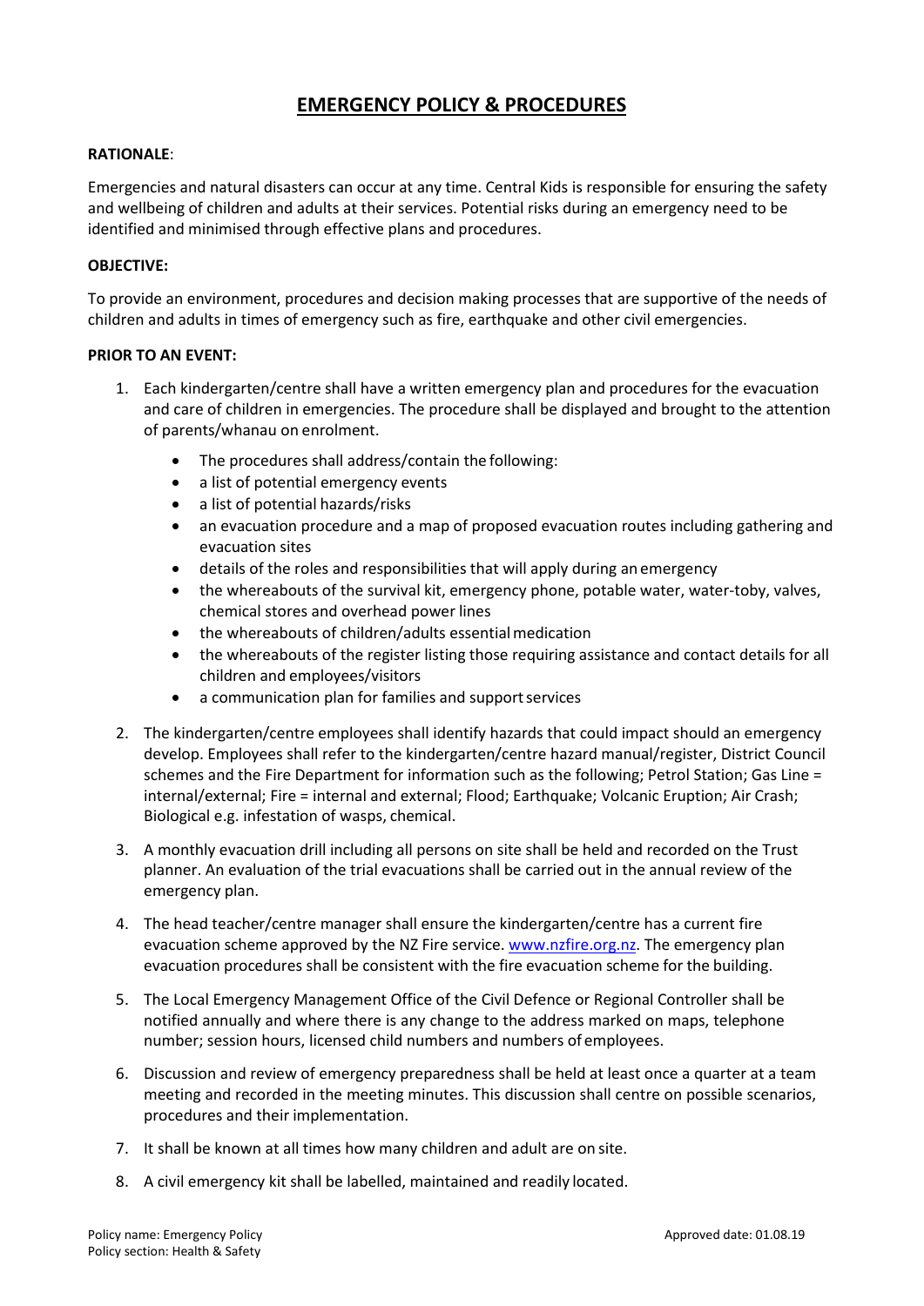# EMERGENCY POLICY & PROCEDURES

**RATIONALE**:

Emergencies and natural disasters can occur at any time. Central Kids is responsible for ensuring the safety and wellbeing of children and adults at their services. Potential risks during an emergency need to be identified and minimised through effective plans and procedures.

**OBJECTIVE:**

To provide an environment, procedures and decision making processes that are supportive of the needs of children and adults in times of emergency such as fire, earthquake and other civil emergencies.

**PRIOR TO AN EVENT:**

1. Each kindergarten/centre shall have a written emergency plan and procedures for the evacuation and care of children in emergencies. The procedure shall be displayed and brought to the attention of parents/whanau on enrolment.
   - The procedures shall address/contain the following:
   - a list of potential emergency events
   - a list of potential hazards/risks
   - an evacuation procedure and a map of proposed evacuation routes including gathering and evacuation sites
   - details of the roles and responsibilities that will apply during an emergency
   - the whereabouts of the survival kit, emergency phone, potable water, water-toby, valves, chemical stores and overhead power lines
   - the whereabouts of children/adults essential medication
   - the whereabouts of the register listing those requiring assistance and contact details for all children and employees/visitors
   - a communication plan for families and support services
2. The kindergarten/centre employees shall identify hazards that could impact should an emergency develop. Employees shall refer to the kindergarten/centre hazard manual/register, District Council schemes and the Fire Department for information such as the following; Petrol Station; Gas Line = internal/external; Fire = internal and external; Flood; Earthquake; Volcanic Eruption; Air Crash; Biological e.g. infestation of wasps, chemical.
3. A monthly evacuation drill including all persons on site shall be held and recorded on the Trust planner. An evaluation of the trial evacuations shall be carried out in the annual review of the emergency plan.
4. The head teacher/centre manager shall ensure the kindergarten/centre has a current fire evacuation scheme approved by the NZ Fire service. www.nzfire.org.nz. The emergency plan evacuation procedures shall be consistent with the fire evacuation scheme for the building.
5. The Local Emergency Management Office of the Civil Defence or Regional Controller shall be notified annually and where there is any change to the address marked on maps, telephone number; session hours, licensed child numbers and numbers of employees.
6. Discussion and review of emergency preparedness shall be held at least once a quarter at a team meeting and recorded in the meeting minutes. This discussion shall centre on possible scenarios, procedures and their implementation.
7. It shall be known at all times how many children and adult are on site.
8. A civil emergency kit shall be labelled, maintained and readily located.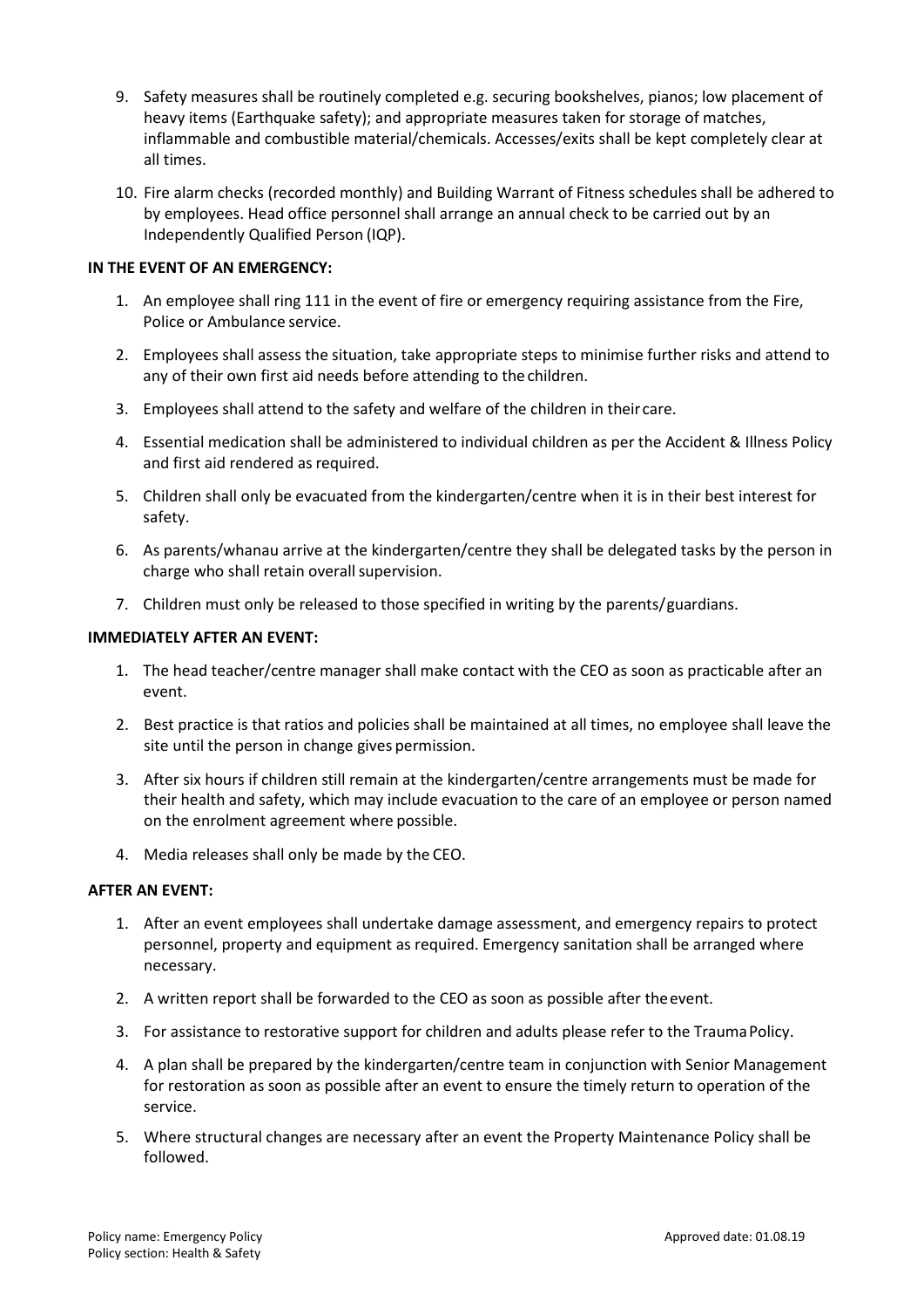9. Safety measures shall be routinely completed e.g. securing bookshelves, pianos; low placement of heavy items (Earthquake safety); and appropriate measures taken for storage of matches, inflammable and combustible material/chemicals. Accesses/exits shall be kept completely clear at all times.

10. Fire alarm checks (recorded monthly) and Building Warrant of Fitness schedules shall be adhered to by employees. Head office personnel shall arrange an annual check to be carried out by an Independently Qualified Person (IQP).

**IN THE EVENT OF AN EMERGENCY:**

1. An employee shall ring 111 in the event of fire or emergency requiring assistance from the Fire, Police or Ambulance service.

2. Employees shall assess the situation, take appropriate steps to minimise further risks and attend to any of their own first aid needs before attending to the children.

3. Employees shall attend to the safety and welfare of the children in their care.

4. Essential medication shall be administered to individual children as per the Accident & Illness Policy and first aid rendered as required.

5. Children shall only be evacuated from the kindergarten/centre when it is in their best interest for safety.

6. As parents/whanau arrive at the kindergarten/centre they shall be delegated tasks by the person in charge who shall retain overall supervision.

7. Children must only be released to those specified in writing by the parents/guardians.

**IMMEDIATELY AFTER AN EVENT:**

1. The head teacher/centre manager shall make contact with the CEO as soon as practicable after an event.

2. Best practice is that ratios and policies shall be maintained at all times, no employee shall leave the site until the person in change gives permission.

3. After six hours if children still remain at the kindergarten/centre arrangements must be made for their health and safety, which may include evacuation to the care of an employee or person named on the enrolment agreement where possible.

4. Media releases shall only be made by the CEO.

**AFTER AN EVENT:**

1. After an event employees shall undertake damage assessment, and emergency repairs to protect personnel, property and equipment as required. Emergency sanitation shall be arranged where necessary.

2. A written report shall be forwarded to the CEO as soon as possible after the event.

3. For assistance to restorative support for children and adults please refer to the Trauma Policy.

4. A plan shall be prepared by the kindergarten/centre team in conjunction with Senior Management for restoration as soon as possible after an event to ensure the timely return to operation of the service.

5. Where structural changes are necessary after an event the Property Maintenance Policy shall be followed.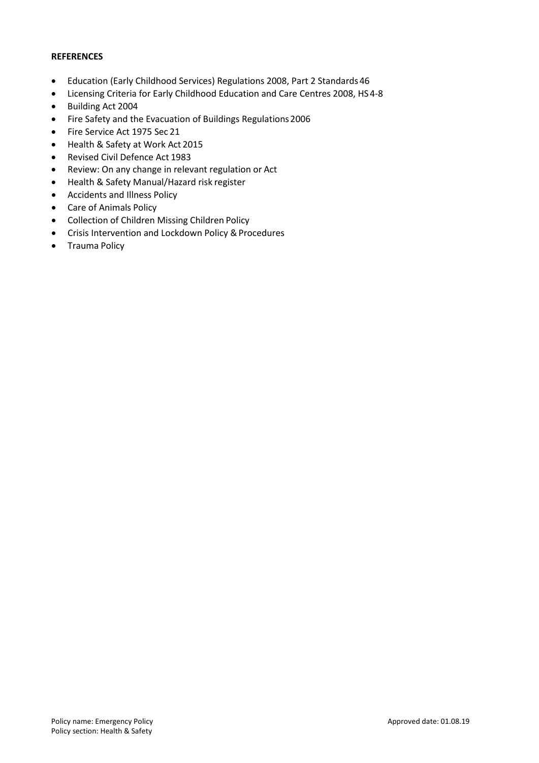**REFERENCES**

- Education (Early Childhood Services) Regulations 2008, Part 2 Standards 46
- Licensing Criteria for Early Childhood Education and Care Centres 2008, HS 4-8
- Building Act 2004
- Fire Safety and the Evacuation of Buildings Regulations 2006
- Fire Service Act 1975 Sec 21
- Health & Safety at Work Act 2015
- Revised Civil Defence Act 1983
- Review: On any change in relevant regulation or Act
- Health & Safety Manual/Hazard risk register
- Accidents and Illness Policy
- Care of Animals Policy
- Collection of Children Missing Children Policy
- Crisis Intervention and Lockdown Policy & Procedures
- Trauma Policy